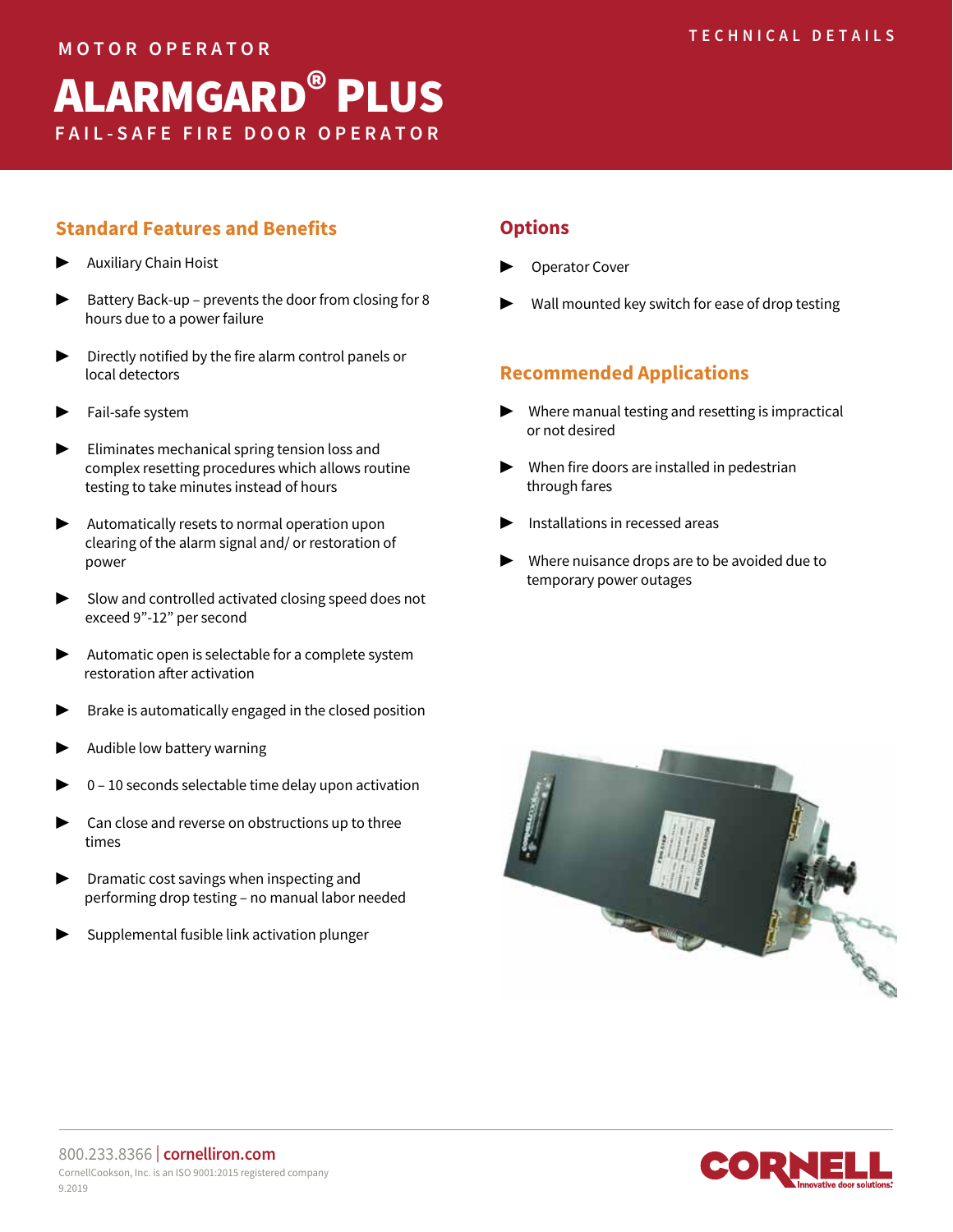TECHNICAL DETAILS

MOTOR OPERATOR

# ALARMGARD® PLUS

FAIL-SAFE FIRE DOOR OPERATOR

## Standard Features and Benefits

- Auxiliary Chain Hoist
- Battery Back-up – prevents the door from closing for 8 hours due to a power failure
- Directly notified by the fire alarm control panels or local detectors
- Fail-safe system
- Eliminates mechanical spring tension loss and complex resetting procedures which allows routine testing to take minutes instead of hours
- Automatically resets to normal operation upon clearing of the alarm signal and/ or restoration of power
- Slow and controlled activated closing speed does not exceed 9”-12” per second
- Automatic open is selectable for a complete system restoration after activation
- Brake is automatically engaged in the closed position
- Audible low battery warning
- 0 – 10 seconds selectable time delay upon activation
- Can close and reverse on obstructions up to three times
- Dramatic cost savings when inspecting and performing drop testing – no manual labor needed
- Supplemental fusible link activation plunger

## Options

- Operator Cover
- Wall mounted key switch for ease of drop testing

## Recommended Applications

- Where manual testing and resetting is impractical or not desired
- When fire doors are installed in pedestrian through fares
- Installations in recessed areas
- Where nuisance drops are to be avoided due to temporary power outages

800.233.8366 | cornelliron.com

CornellCookson, Inc. is an ISO 9001:2015 registered company

9.2019

CORNELL Innovative door solutions.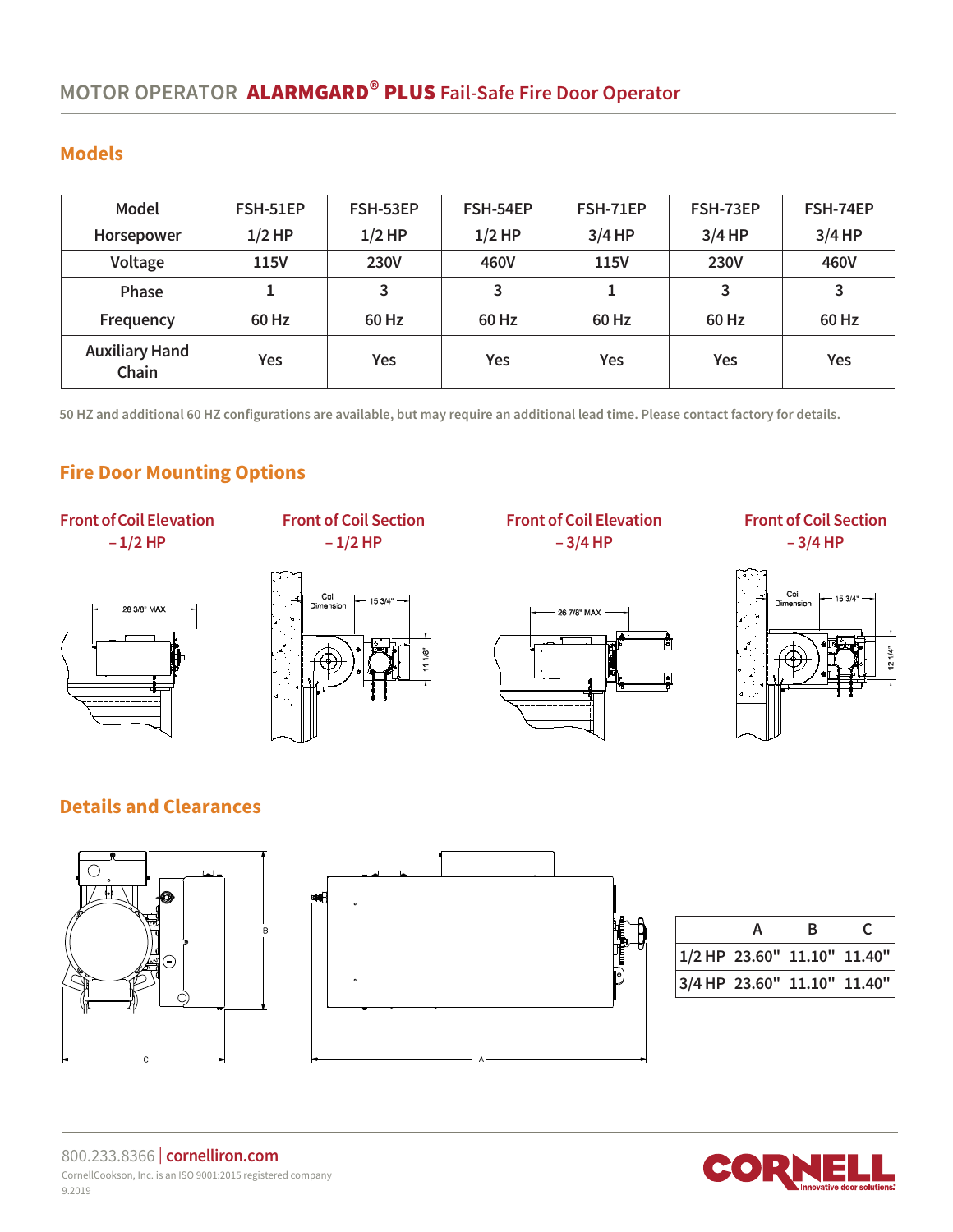# MOTOR OPERATOR **ALARMGARD® PLUS** Fail-Safe Fire Door Operator

## Models

| Model | FSH-51EP | FSH-53EP | FSH-54EP | FSH-71EP | FSH-73EP | FSH-74EP |
|---|---|---|---|---|---|---|
| Horsepower | 1/2 HP | 1/2 HP | 1/2 HP | 3/4 HP | 3/4 HP | 3/4 HP |
| Voltage | 115V | 230V | 460V | 115V | 230V | 460V |
| Phase | 1 | 3 | 3 | 1 | 3 | 3 |
| Frequency | 60 Hz | 60 Hz | 60 Hz | 60 Hz | 60 Hz | 60 Hz |
| Auxiliary Hand Chain | Yes | Yes | Yes | Yes | Yes | Yes |

50 HZ and additional 60 HZ configurations are available, but may require an additional lead time. Please contact factory for details.

## Fire Door Mounting Options

**Front of Coil Elevation – 1/2 HP**

28 3/8" MAX

**Front of Coil Section – 1/2 HP**

Coil Dimension

15 3/4"

11 1/8"

**Front of Coil Elevation – 3/4 HP**

26 7/8" MAX

**Front of Coil Section – 3/4 HP**

Coil Dimension

15 3/4"

12 1/4"

## Details and Clearances

B

C

A

| | A | B | C |
|---|---|---|---|
| 1/2 HP | 23.60" | 11.10" | 11.40" |
| 3/4 HP | 23.60" | 11.10" | 11.40" |

800.233.8366 | cornelliron.com

CornellCookson, Inc. is an ISO 9001:2015 registered company

9.2019

CORNELL innovative door solutions.